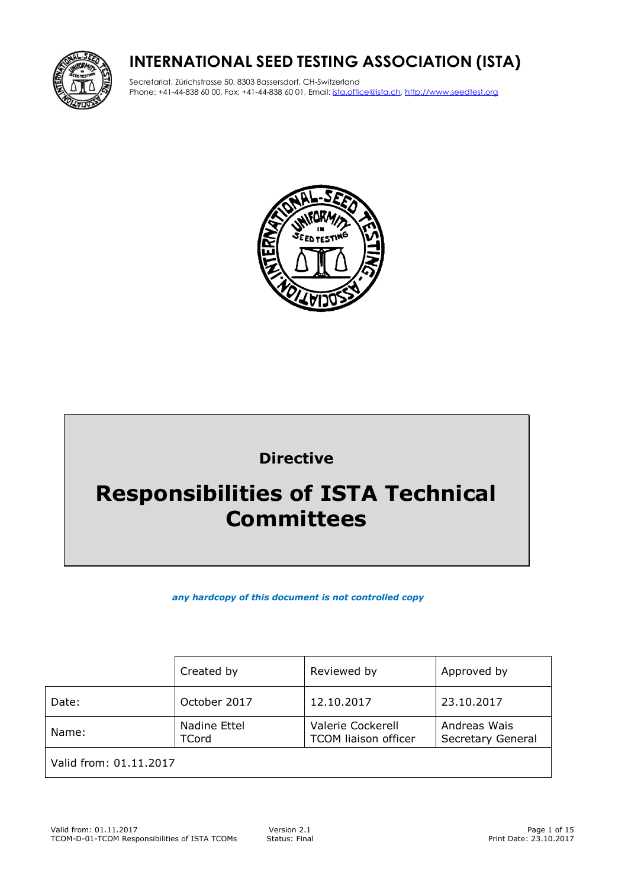# INTERNATIONAL SEED TESTING ASSOCIATION (ISTA)

Secretariat, Zürichstrasse 50, 8303 Bassersdorf, CH-Switzerland
Phone: +41-44-838 60 00, Fax: +41-44-838 60 01, Email: ista.office@ista.ch, http://www.seedtest.org

**Directive**

# Responsibilities of ISTA Technical Committees

***any hardcopy of this document is not controlled copy***

| | Created by | Reviewed by | Approved by |
|---|---|---|---|
| Date: | October 2017 | 12.10.2017 | 23.10.2017 |
| Name: | Nadine Ettel<br>TCord | Valerie Cockerell<br>TCOM liaison officer | Andreas Wais<br>Secretary General |
| Valid from: 01.11.2017 | | | |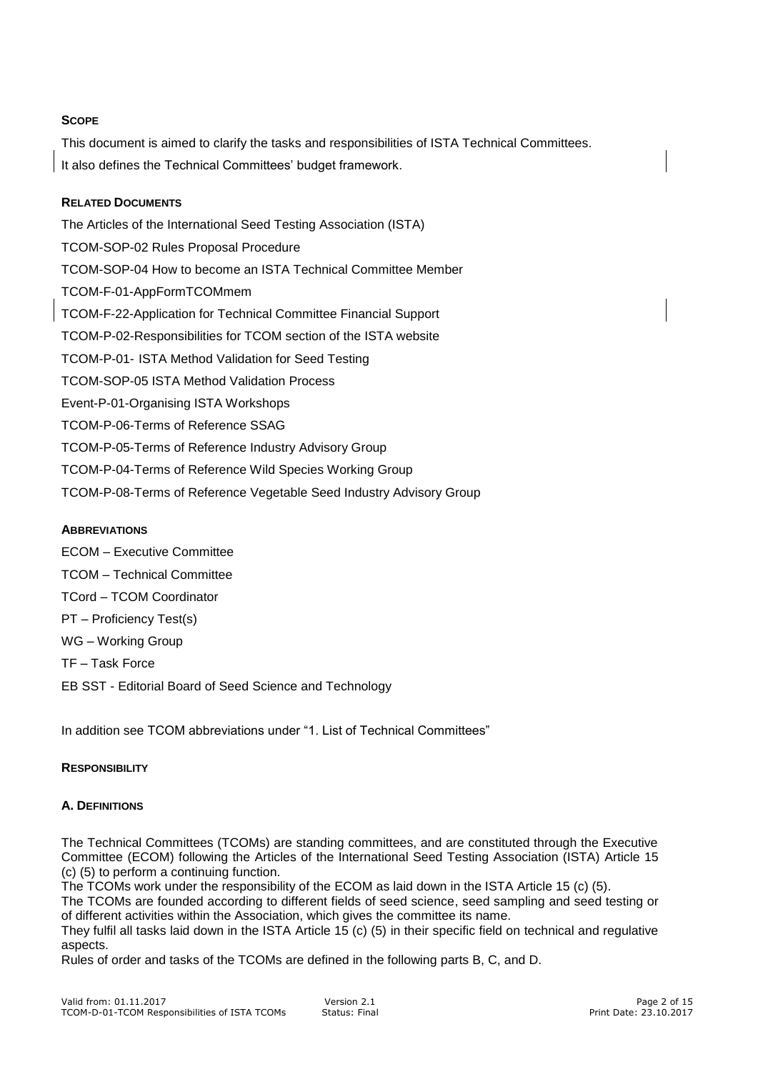## SCOPE

This document is aimed to clarify the tasks and responsibilities of ISTA Technical Committees.

It also defines the Technical Committees' budget framework.

## RELATED DOCUMENTS

The Articles of the International Seed Testing Association (ISTA)

TCOM-SOP-02 Rules Proposal Procedure

TCOM-SOP-04 How to become an ISTA Technical Committee Member

TCOM-F-01-AppFormTCOMmem

TCOM-F-22-Application for Technical Committee Financial Support

TCOM-P-02-Responsibilities for TCOM section of the ISTA website

TCOM-P-01- ISTA Method Validation for Seed Testing

TCOM-SOP-05 ISTA Method Validation Process

Event-P-01-Organising ISTA Workshops

TCOM-P-06-Terms of Reference SSAG

TCOM-P-05-Terms of Reference Industry Advisory Group

TCOM-P-04-Terms of Reference Wild Species Working Group

TCOM-P-08-Terms of Reference Vegetable Seed Industry Advisory Group

## ABBREVIATIONS

ECOM – Executive Committee

TCOM – Technical Committee

TCord – TCOM Coordinator

PT – Proficiency Test(s)

WG – Working Group

TF – Task Force

EB SST - Editorial Board of Seed Science and Technology

In addition see TCOM abbreviations under "1. List of Technical Committees"

## RESPONSIBILITY

### A. DEFINITIONS

The Technical Committees (TCOMs) are standing committees, and are constituted through the Executive Committee (ECOM) following the Articles of the International Seed Testing Association (ISTA) Article 15 (c) (5) to perform a continuing function.

The TCOMs work under the responsibility of the ECOM as laid down in the ISTA Article 15 (c) (5).

The TCOMs are founded according to different fields of seed science, seed sampling and seed testing or of different activities within the Association, which gives the committee its name.

They fulfil all tasks laid down in the ISTA Article 15 (c) (5) in their specific field on technical and regulative aspects.

Rules of order and tasks of the TCOMs are defined in the following parts B, C, and D.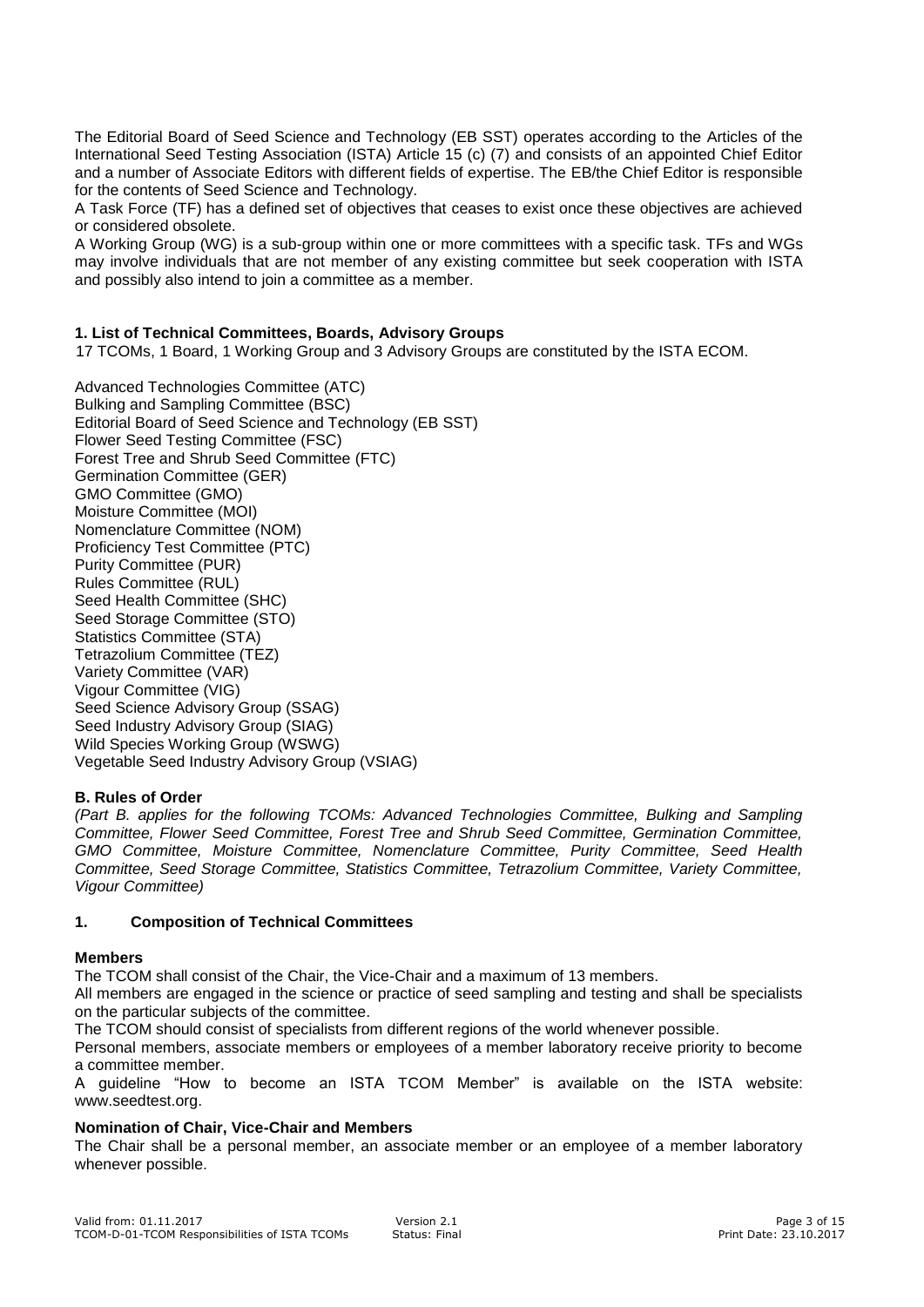The Editorial Board of Seed Science and Technology (EB SST) operates according to the Articles of the International Seed Testing Association (ISTA) Article 15 (c) (7) and consists of an appointed Chief Editor and a number of Associate Editors with different fields of expertise. The EB/the Chief Editor is responsible for the contents of Seed Science and Technology.

A Task Force (TF) has a defined set of objectives that ceases to exist once these objectives are achieved or considered obsolete.

A Working Group (WG) is a sub-group within one or more committees with a specific task. TFs and WGs may involve individuals that are not member of any existing committee but seek cooperation with ISTA and possibly also intend to join a committee as a member.

### 1. List of Technical Committees, Boards, Advisory Groups

17 TCOMs, 1 Board, 1 Working Group and 3 Advisory Groups are constituted by the ISTA ECOM.

Advanced Technologies Committee (ATC)
Bulking and Sampling Committee (BSC)
Editorial Board of Seed Science and Technology (EB SST)
Flower Seed Testing Committee (FSC)
Forest Tree and Shrub Seed Committee (FTC)
Germination Committee (GER)
GMO Committee (GMO)
Moisture Committee (MOI)
Nomenclature Committee (NOM)
Proficiency Test Committee (PTC)
Purity Committee (PUR)
Rules Committee (RUL)
Seed Health Committee (SHC)
Seed Storage Committee (STO)
Statistics Committee (STA)
Tetrazolium Committee (TEZ)
Variety Committee (VAR)
Vigour Committee (VIG)
Seed Science Advisory Group (SSAG)
Seed Industry Advisory Group (SIAG)
Wild Species Working Group (WSWG)
Vegetable Seed Industry Advisory Group (VSIAG)

## B. Rules of Order

*(Part B. applies for the following TCOMs: Advanced Technologies Committee, Bulking and Sampling Committee, Flower Seed Committee, Forest Tree and Shrub Seed Committee, Germination Committee, GMO Committee, Moisture Committee, Nomenclature Committee, Purity Committee, Seed Health Committee, Seed Storage Committee, Statistics Committee, Tetrazolium Committee, Variety Committee, Vigour Committee)*

### 1. Composition of Technical Committees

**Members**

The TCOM shall consist of the Chair, the Vice-Chair and a maximum of 13 members.

All members are engaged in the science or practice of seed sampling and testing and shall be specialists on the particular subjects of the committee.

The TCOM should consist of specialists from different regions of the world whenever possible.

Personal members, associate members or employees of a member laboratory receive priority to become a committee member.

A guideline "How to become an ISTA TCOM Member" is available on the ISTA website: www.seedtest.org.

**Nomination of Chair, Vice-Chair and Members**

The Chair shall be a personal member, an associate member or an employee of a member laboratory whenever possible.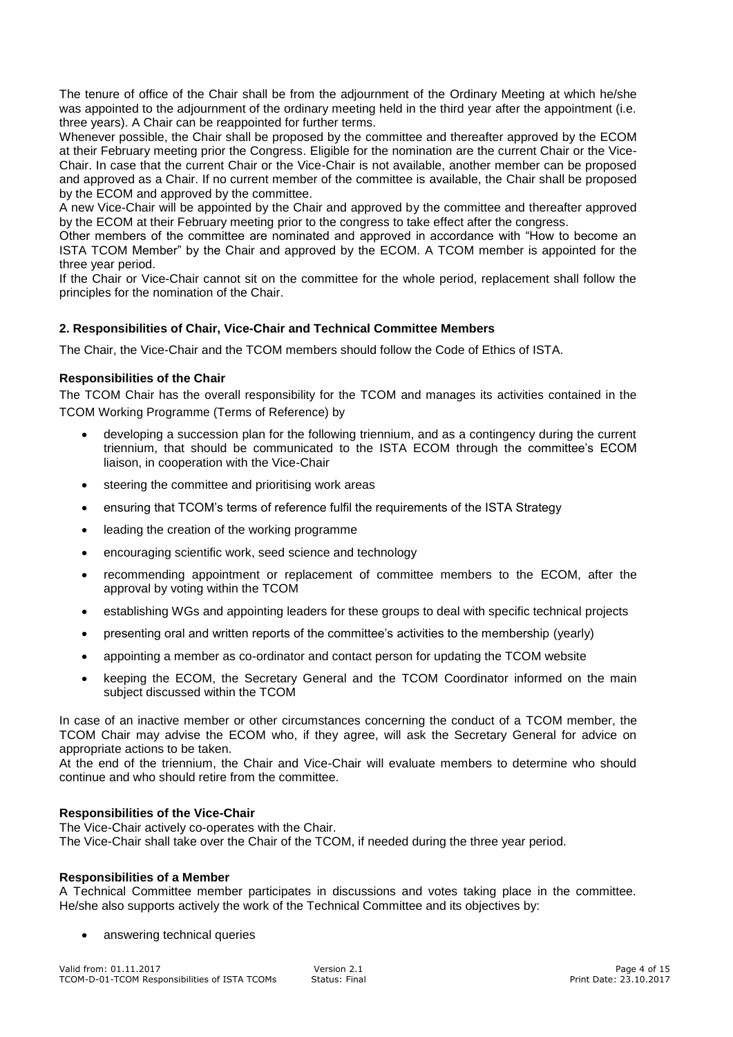The tenure of office of the Chair shall be from the adjournment of the Ordinary Meeting at which he/she was appointed to the adjournment of the ordinary meeting held in the third year after the appointment (i.e. three years). A Chair can be reappointed for further terms.

Whenever possible, the Chair shall be proposed by the committee and thereafter approved by the ECOM at their February meeting prior the Congress. Eligible for the nomination are the current Chair or the Vice-Chair. In case that the current Chair or the Vice-Chair is not available, another member can be proposed and approved as a Chair. If no current member of the committee is available, the Chair shall be proposed by the ECOM and approved by the committee.

A new Vice-Chair will be appointed by the Chair and approved by the committee and thereafter approved by the ECOM at their February meeting prior to the congress to take effect after the congress.

Other members of the committee are nominated and approved in accordance with "How to become an ISTA TCOM Member" by the Chair and approved by the ECOM. A TCOM member is appointed for the three year period.

If the Chair or Vice-Chair cannot sit on the committee for the whole period, replacement shall follow the principles for the nomination of the Chair.

## 2. Responsibilities of Chair, Vice-Chair and Technical Committee Members

The Chair, the Vice-Chair and the TCOM members should follow the Code of Ethics of ISTA.

### Responsibilities of the Chair

The TCOM Chair has the overall responsibility for the TCOM and manages its activities contained in the TCOM Working Programme (Terms of Reference) by

- developing a succession plan for the following triennium, and as a contingency during the current triennium, that should be communicated to the ISTA ECOM through the committee's ECOM liaison, in cooperation with the Vice-Chair
- steering the committee and prioritising work areas
- ensuring that TCOM's terms of reference fulfil the requirements of the ISTA Strategy
- leading the creation of the working programme
- encouraging scientific work, seed science and technology
- recommending appointment or replacement of committee members to the ECOM, after the approval by voting within the TCOM
- establishing WGs and appointing leaders for these groups to deal with specific technical projects
- presenting oral and written reports of the committee's activities to the membership (yearly)
- appointing a member as co-ordinator and contact person for updating the TCOM website
- keeping the ECOM, the Secretary General and the TCOM Coordinator informed on the main subject discussed within the TCOM

In case of an inactive member or other circumstances concerning the conduct of a TCOM member, the TCOM Chair may advise the ECOM who, if they agree, will ask the Secretary General for advice on appropriate actions to be taken.

At the end of the triennium, the Chair and Vice-Chair will evaluate members to determine who should continue and who should retire from the committee.

### Responsibilities of the Vice-Chair

The Vice-Chair actively co-operates with the Chair.

The Vice-Chair shall take over the Chair of the TCOM, if needed during the three year period.

### Responsibilities of a Member

A Technical Committee member participates in discussions and votes taking place in the committee. He/she also supports actively the work of the Technical Committee and its objectives by:

- answering technical queries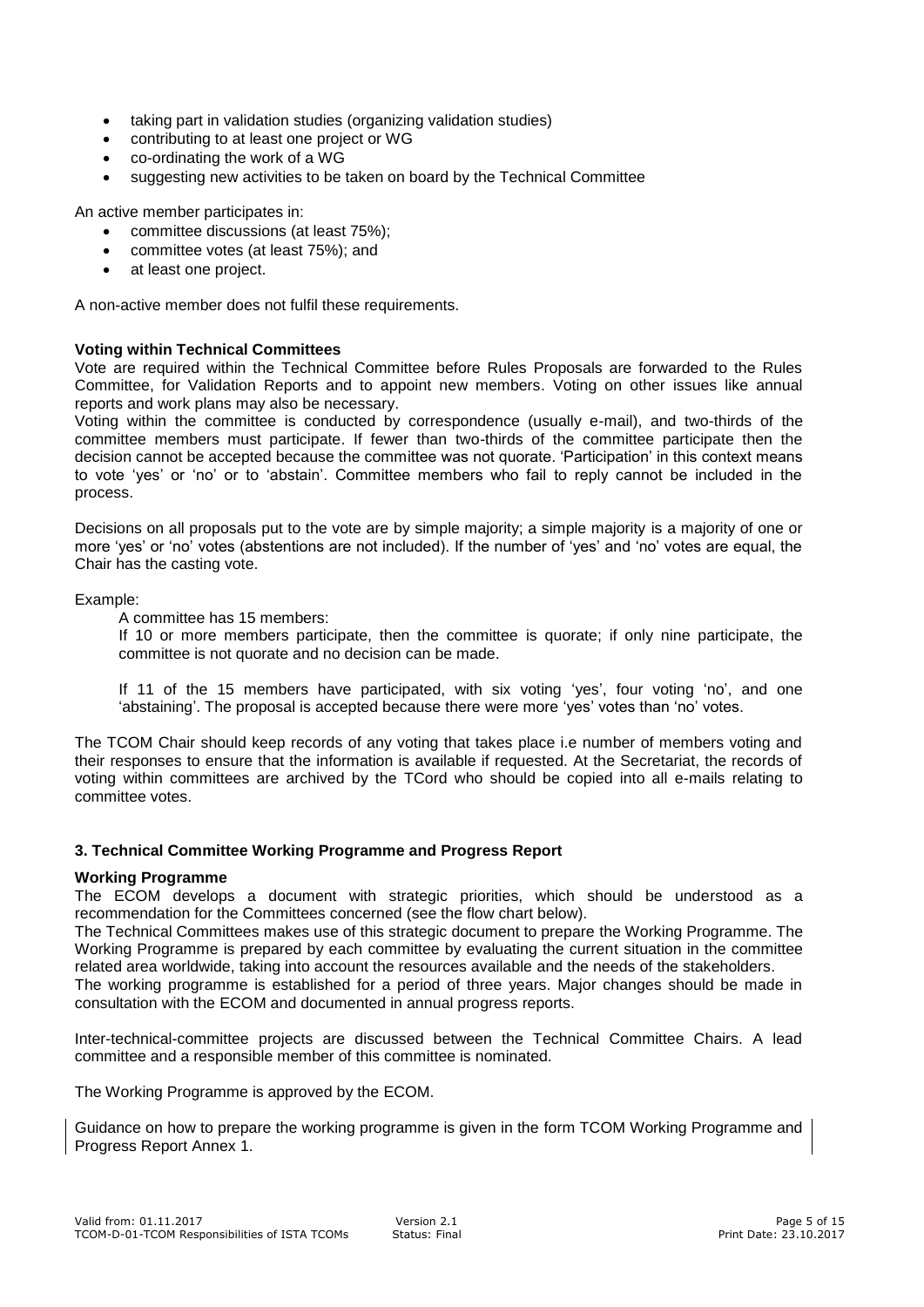- taking part in validation studies (organizing validation studies)
- contributing to at least one project or WG
- co-ordinating the work of a WG
- suggesting new activities to be taken on board by the Technical Committee

An active member participates in:

- committee discussions (at least 75%);
- committee votes (at least 75%); and
- at least one project.

A non-active member does not fulfil these requirements.

**Voting within Technical Committees**

Vote are required within the Technical Committee before Rules Proposals are forwarded to the Rules Committee, for Validation Reports and to appoint new members. Voting on other issues like annual reports and work plans may also be necessary.

Voting within the committee is conducted by correspondence (usually e-mail), and two-thirds of the committee members must participate. If fewer than two-thirds of the committee participate then the decision cannot be accepted because the committee was not quorate. 'Participation' in this context means to vote 'yes' or 'no' or to 'abstain'. Committee members who fail to reply cannot be included in the process.

Decisions on all proposals put to the vote are by simple majority; a simple majority is a majority of one or more 'yes' or 'no' votes (abstentions are not included). If the number of 'yes' and 'no' votes are equal, the Chair has the casting vote.

Example:

A committee has 15 members:

If 10 or more members participate, then the committee is quorate; if only nine participate, the committee is not quorate and no decision can be made.

If 11 of the 15 members have participated, with six voting 'yes', four voting 'no', and one 'abstaining'. The proposal is accepted because there were more 'yes' votes than 'no' votes.

The TCOM Chair should keep records of any voting that takes place i.e number of members voting and their responses to ensure that the information is available if requested. At the Secretariat, the records of voting within committees are archived by the TCord who should be copied into all e-mails relating to committee votes.

### 3. Technical Committee Working Programme and Progress Report

**Working Programme**

The ECOM develops a document with strategic priorities, which should be understood as a recommendation for the Committees concerned (see the flow chart below).

The Technical Committees makes use of this strategic document to prepare the Working Programme. The Working Programme is prepared by each committee by evaluating the current situation in the committee related area worldwide, taking into account the resources available and the needs of the stakeholders.

The working programme is established for a period of three years. Major changes should be made in consultation with the ECOM and documented in annual progress reports.

Inter-technical-committee projects are discussed between the Technical Committee Chairs. A lead committee and a responsible member of this committee is nominated.

The Working Programme is approved by the ECOM.

Guidance on how to prepare the working programme is given in the form TCOM Working Programme and Progress Report Annex 1.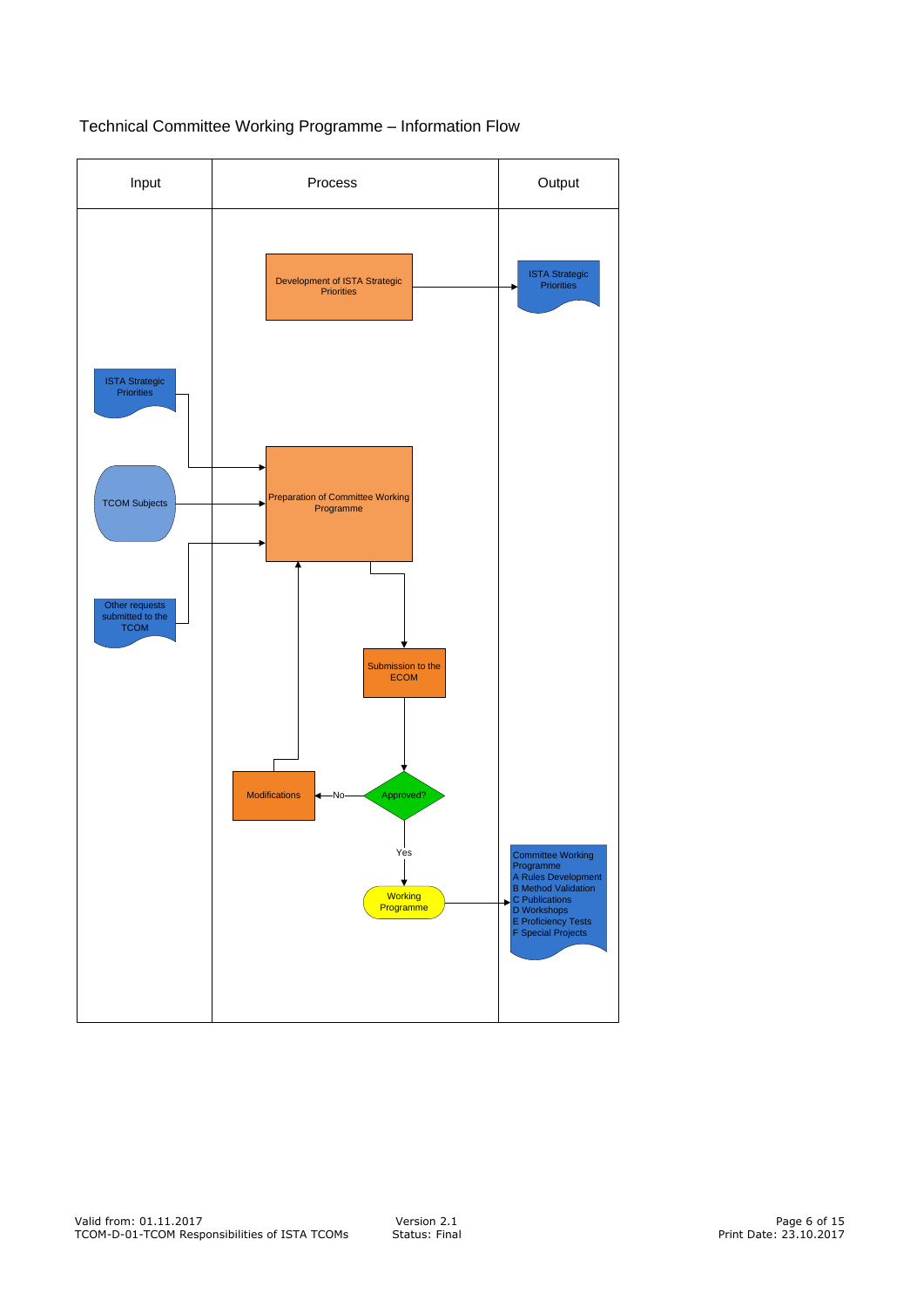Technical Committee Working Programme – Information Flow

| Input | Process | Output |
| --- | --- | --- |
| | Development of ISTA Strategic Priorities | ISTA Strategic Priorities |
| ISTA Strategic Priorities | Preparation of Committee Working Programme | |
| TCOM Subjects | | |
| Other requests submitted to the TCOM | | |
| | Submission to the ECOM | |
| | Approved? No → Modifications | |
| | Yes → Working Programme | Committee Working Programme<br>A Rules Development<br>B Method Validation<br>C Publications<br>D Workshops<br>E Proficiency Tests<br>F Special Projects |

Valid from: 01.11.2017
TCOM-D-01-TCOM Responsibilities of ISTA TCOMs

Version 2.1
Status: Final

Print Date: 23.10.2017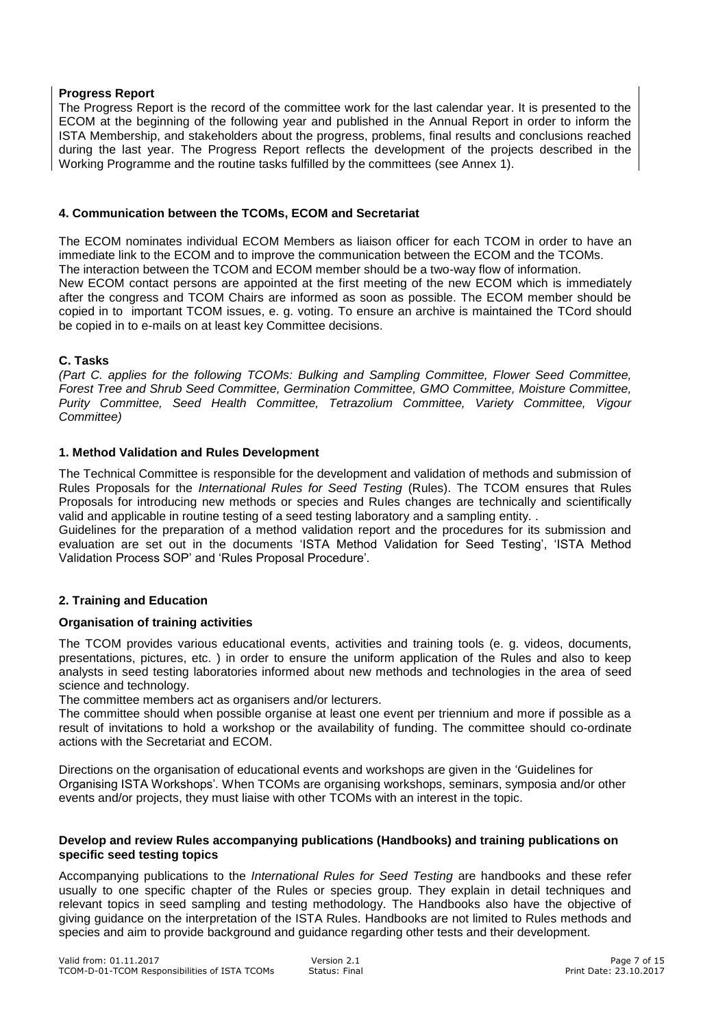**Progress Report**

The Progress Report is the record of the committee work for the last calendar year. It is presented to the ECOM at the beginning of the following year and published in the Annual Report in order to inform the ISTA Membership, and stakeholders about the progress, problems, final results and conclusions reached during the last year. The Progress Report reflects the development of the projects described in the Working Programme and the routine tasks fulfilled by the committees (see Annex 1).

### 4. Communication between the TCOMs, ECOM and Secretariat

The ECOM nominates individual ECOM Members as liaison officer for each TCOM in order to have an immediate link to the ECOM and to improve the communication between the ECOM and the TCOMs. The interaction between the TCOM and ECOM member should be a two-way flow of information. New ECOM contact persons are appointed at the first meeting of the new ECOM which is immediately after the congress and TCOM Chairs are informed as soon as possible. The ECOM member should be copied in to important TCOM issues, e. g. voting. To ensure an archive is maintained the TCord should be copied in to e-mails on at least key Committee decisions.

## C. Tasks

*(Part C. applies for the following TCOMs: Bulking and Sampling Committee, Flower Seed Committee, Forest Tree and Shrub Seed Committee, Germination Committee, GMO Committee, Moisture Committee, Purity Committee, Seed Health Committee, Tetrazolium Committee, Variety Committee, Vigour Committee)*

### 1. Method Validation and Rules Development

The Technical Committee is responsible for the development and validation of methods and submission of Rules Proposals for the *International Rules for Seed Testing* (Rules). The TCOM ensures that Rules Proposals for introducing new methods or species and Rules changes are technically and scientifically valid and applicable in routine testing of a seed testing laboratory and a sampling entity. .

Guidelines for the preparation of a method validation report and the procedures for its submission and evaluation are set out in the documents 'ISTA Method Validation for Seed Testing', 'ISTA Method Validation Process SOP' and 'Rules Proposal Procedure'.

### 2. Training and Education

**Organisation of training activities**

The TCOM provides various educational events, activities and training tools (e. g. videos, documents, presentations, pictures, etc. ) in order to ensure the uniform application of the Rules and also to keep analysts in seed testing laboratories informed about new methods and technologies in the area of seed science and technology.

The committee members act as organisers and/or lecturers.

The committee should when possible organise at least one event per triennium and more if possible as a result of invitations to hold a workshop or the availability of funding. The committee should co-ordinate actions with the Secretariat and ECOM.

Directions on the organisation of educational events and workshops are given in the 'Guidelines for Organising ISTA Workshops'. When TCOMs are organising workshops, seminars, symposia and/or other events and/or projects, they must liaise with other TCOMs with an interest in the topic.

**Develop and review Rules accompanying publications (Handbooks) and training publications on specific seed testing topics**

Accompanying publications to the *International Rules for Seed Testing* are handbooks and these refer usually to one specific chapter of the Rules or species group. They explain in detail techniques and relevant topics in seed sampling and testing methodology. The Handbooks also have the objective of giving guidance on the interpretation of the ISTA Rules. Handbooks are not limited to Rules methods and species and aim to provide background and guidance regarding other tests and their development.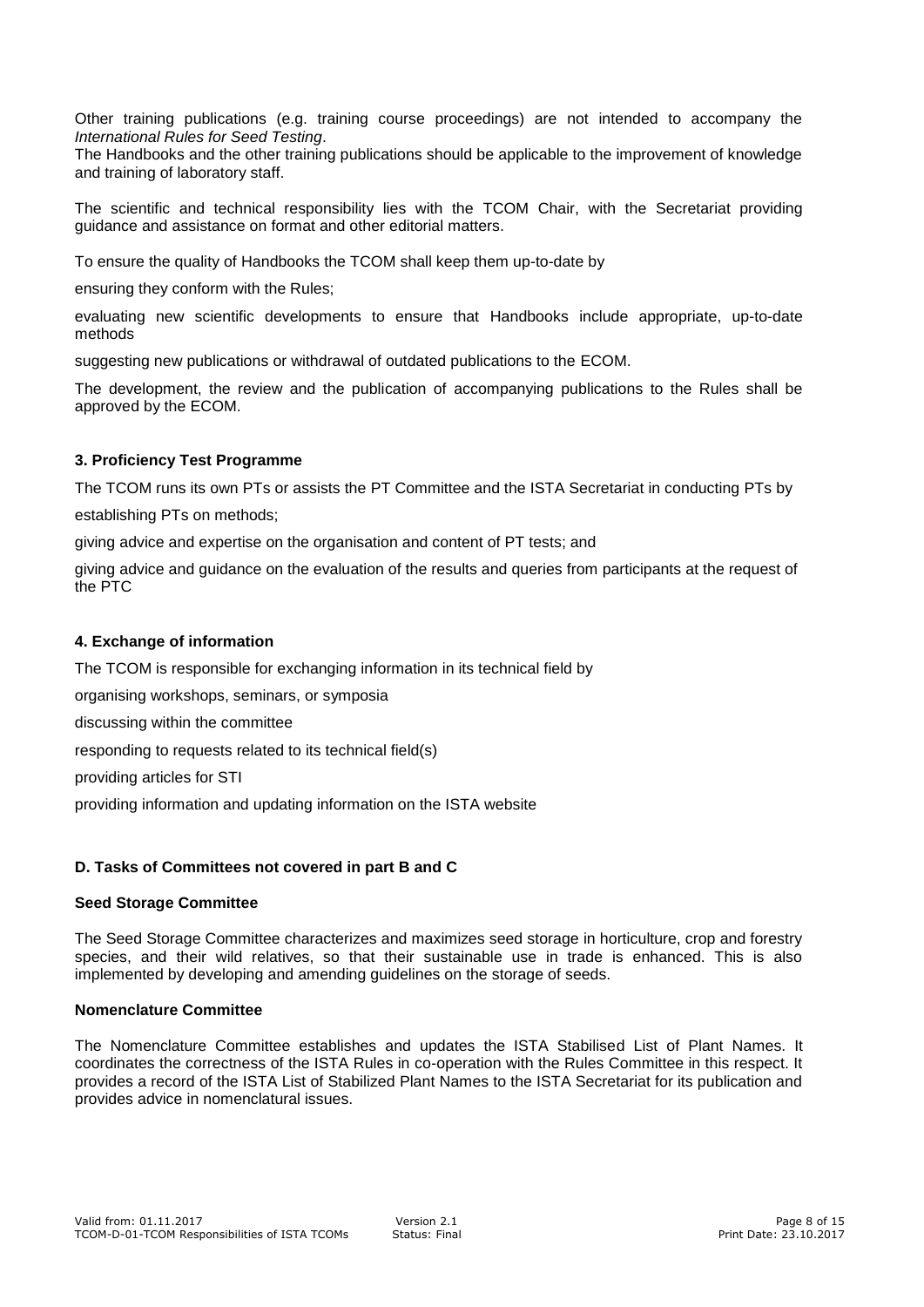Other training publications (e.g. training course proceedings) are not intended to accompany the *International Rules for Seed Testing*.
The Handbooks and the other training publications should be applicable to the improvement of knowledge and training of laboratory staff.

The scientific and technical responsibility lies with the TCOM Chair, with the Secretariat providing guidance and assistance on format and other editorial matters.

To ensure the quality of Handbooks the TCOM shall keep them up-to-date by

ensuring they conform with the Rules;

evaluating new scientific developments to ensure that Handbooks include appropriate, up-to-date methods

suggesting new publications or withdrawal of outdated publications to the ECOM.

The development, the review and the publication of accompanying publications to the Rules shall be approved by the ECOM.

#### 3. Proficiency Test Programme

The TCOM runs its own PTs or assists the PT Committee and the ISTA Secretariat in conducting PTs by

establishing PTs on methods;

giving advice and expertise on the organisation and content of PT tests; and

giving advice and guidance on the evaluation of the results and queries from participants at the request of the PTC

#### 4. Exchange of information

The TCOM is responsible for exchanging information in its technical field by

organising workshops, seminars, or symposia

discussing within the committee

responding to requests related to its technical field(s)

providing articles for STI

providing information and updating information on the ISTA website

### D. Tasks of Committees not covered in part B and C

#### Seed Storage Committee

The Seed Storage Committee characterizes and maximizes seed storage in horticulture, crop and forestry species, and their wild relatives, so that their sustainable use in trade is enhanced. This is also implemented by developing and amending guidelines on the storage of seeds.

#### Nomenclature Committee

The Nomenclature Committee establishes and updates the ISTA Stabilised List of Plant Names. It coordinates the correctness of the ISTA Rules in co-operation with the Rules Committee in this respect. It provides a record of the ISTA List of Stabilized Plant Names to the ISTA Secretariat for its publication and provides advice in nomenclatural issues.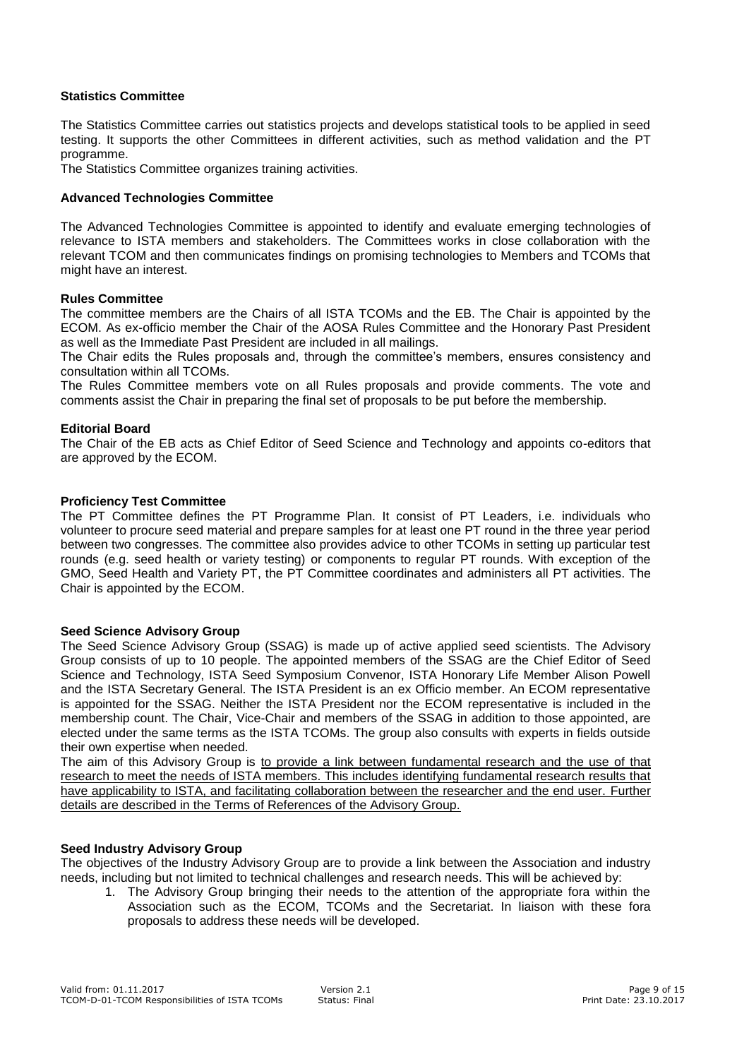**Statistics Committee**

The Statistics Committee carries out statistics projects and develops statistical tools to be applied in seed testing. It supports the other Committees in different activities, such as method validation and the PT programme.

The Statistics Committee organizes training activities.

**Advanced Technologies Committee**

The Advanced Technologies Committee is appointed to identify and evaluate emerging technologies of relevance to ISTA members and stakeholders. The Committees works in close collaboration with the relevant TCOM and then communicates findings on promising technologies to Members and TCOMs that might have an interest.

**Rules Committee**

The committee members are the Chairs of all ISTA TCOMs and the EB. The Chair is appointed by the ECOM. As ex-officio member the Chair of the AOSA Rules Committee and the Honorary Past President as well as the Immediate Past President are included in all mailings.

The Chair edits the Rules proposals and, through the committee's members, ensures consistency and consultation within all TCOMs.

The Rules Committee members vote on all Rules proposals and provide comments. The vote and comments assist the Chair in preparing the final set of proposals to be put before the membership.

**Editorial Board**

The Chair of the EB acts as Chief Editor of Seed Science and Technology and appoints co-editors that are approved by the ECOM.

**Proficiency Test Committee**

The PT Committee defines the PT Programme Plan. It consist of PT Leaders, i.e. individuals who volunteer to procure seed material and prepare samples for at least one PT round in the three year period between two congresses. The committee also provides advice to other TCOMs in setting up particular test rounds (e.g. seed health or variety testing) or components to regular PT rounds. With exception of the GMO, Seed Health and Variety PT, the PT Committee coordinates and administers all PT activities. The Chair is appointed by the ECOM.

**Seed Science Advisory Group**

The Seed Science Advisory Group (SSAG) is made up of active applied seed scientists. The Advisory Group consists of up to 10 people. The appointed members of the SSAG are the Chief Editor of Seed Science and Technology, ISTA Seed Symposium Convenor, ISTA Honorary Life Member Alison Powell and the ISTA Secretary General. The ISTA President is an ex Officio member. An ECOM representative is appointed for the SSAG. Neither the ISTA President nor the ECOM representative is included in the membership count. The Chair, Vice-Chair and members of the SSAG in addition to those appointed, are elected under the same terms as the ISTA TCOMs. The group also consults with experts in fields outside their own expertise when needed.

The aim of this Advisory Group is to provide a link between fundamental research and the use of that research to meet the needs of ISTA members. This includes identifying fundamental research results that have applicability to ISTA, and facilitating collaboration between the researcher and the end user. Further details are described in the Terms of References of the Advisory Group.

**Seed Industry Advisory Group**

The objectives of the Industry Advisory Group are to provide a link between the Association and industry needs, including but not limited to technical challenges and research needs. This will be achieved by:

1. The Advisory Group bringing their needs to the attention of the appropriate fora within the Association such as the ECOM, TCOMs and the Secretariat. In liaison with these fora proposals to address these needs will be developed.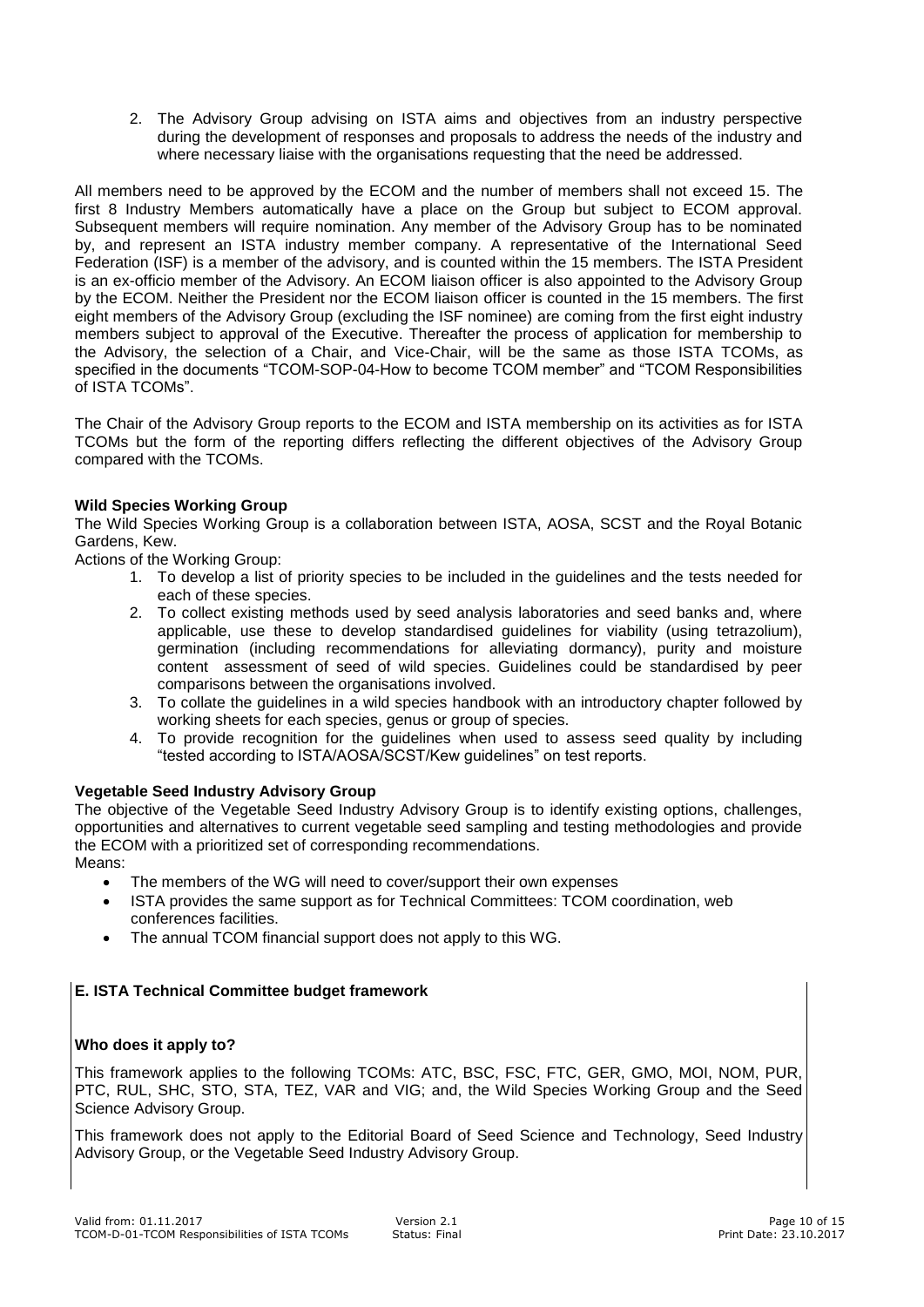2. The Advisory Group advising on ISTA aims and objectives from an industry perspective during the development of responses and proposals to address the needs of the industry and where necessary liaise with the organisations requesting that the need be addressed.

All members need to be approved by the ECOM and the number of members shall not exceed 15. The first 8 Industry Members automatically have a place on the Group but subject to ECOM approval. Subsequent members will require nomination. Any member of the Advisory Group has to be nominated by, and represent an ISTA industry member company. A representative of the International Seed Federation (ISF) is a member of the advisory, and is counted within the 15 members. The ISTA President is an ex-officio member of the Advisory. An ECOM liaison officer is also appointed to the Advisory Group by the ECOM. Neither the President nor the ECOM liaison officer is counted in the 15 members. The first eight members of the Advisory Group (excluding the ISF nominee) are coming from the first eight industry members subject to approval of the Executive. Thereafter the process of application for membership to the Advisory, the selection of a Chair, and Vice-Chair, will be the same as those ISTA TCOMs, as specified in the documents "TCOM-SOP-04-How to become TCOM member" and "TCOM Responsibilities of ISTA TCOMs".

The Chair of the Advisory Group reports to the ECOM and ISTA membership on its activities as for ISTA TCOMs but the form of the reporting differs reflecting the different objectives of the Advisory Group compared with the TCOMs.

**Wild Species Working Group**

The Wild Species Working Group is a collaboration between ISTA, AOSA, SCST and the Royal Botanic Gardens, Kew.

Actions of the Working Group:

1. To develop a list of priority species to be included in the guidelines and the tests needed for each of these species.
2. To collect existing methods used by seed analysis laboratories and seed banks and, where applicable, use these to develop standardised guidelines for viability (using tetrazolium), germination (including recommendations for alleviating dormancy), purity and moisture content assessment of seed of wild species. Guidelines could be standardised by peer comparisons between the organisations involved.
3. To collate the guidelines in a wild species handbook with an introductory chapter followed by working sheets for each species, genus or group of species.
4. To provide recognition for the guidelines when used to assess seed quality by including "tested according to ISTA/AOSA/SCST/Kew guidelines" on test reports.

**Vegetable Seed Industry Advisory Group**

The objective of the Vegetable Seed Industry Advisory Group is to identify existing options, challenges, opportunities and alternatives to current vegetable seed sampling and testing methodologies and provide the ECOM with a prioritized set of corresponding recommendations.

Means:

- The members of the WG will need to cover/support their own expenses
- ISTA provides the same support as for Technical Committees: TCOM coordination, web conferences facilities.
- The annual TCOM financial support does not apply to this WG.

## E. ISTA Technical Committee budget framework

**Who does it apply to?**

This framework applies to the following TCOMs: ATC, BSC, FSC, FTC, GER, GMO, MOI, NOM, PUR, PTC, RUL, SHC, STO, STA, TEZ, VAR and VIG; and, the Wild Species Working Group and the Seed Science Advisory Group.

This framework does not apply to the Editorial Board of Seed Science and Technology, Seed Industry Advisory Group, or the Vegetable Seed Industry Advisory Group.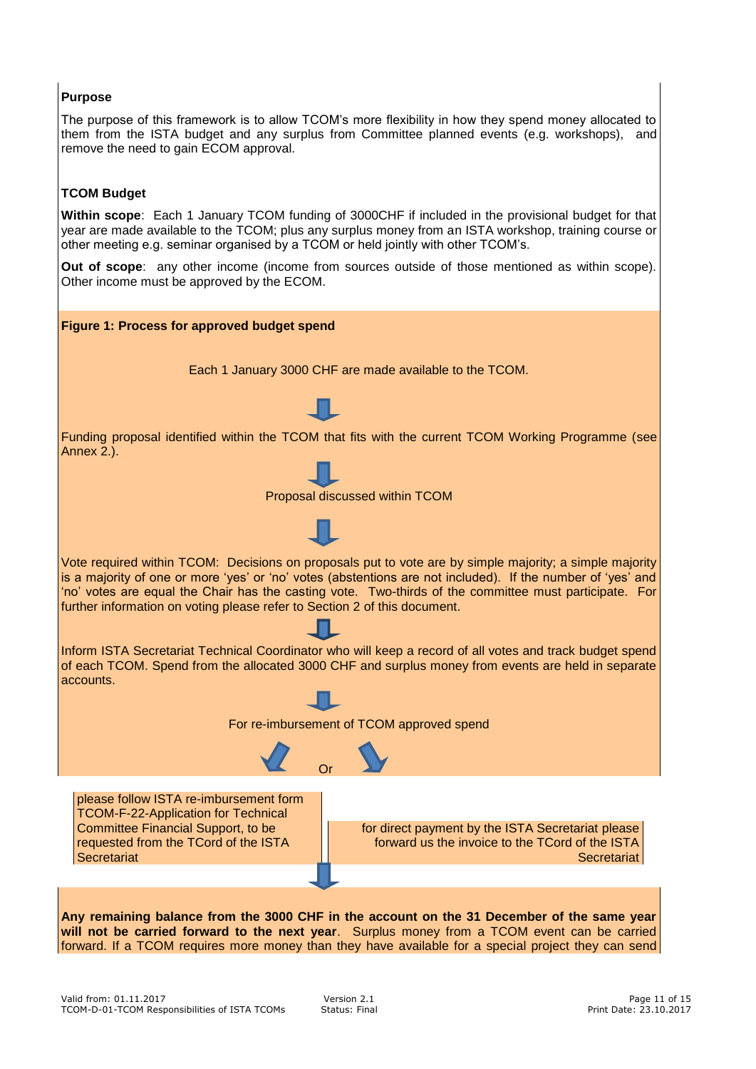**Purpose**

The purpose of this framework is to allow TCOM's more flexibility in how they spend money allocated to them from the ISTA budget and any surplus from Committee planned events (e.g. workshops), and remove the need to gain ECOM approval.

**TCOM Budget**

**Within scope**: Each 1 January TCOM funding of 3000CHF if included in the provisional budget for that year are made available to the TCOM; plus any surplus money from an ISTA workshop, training course or other meeting e.g. seminar organised by a TCOM or held jointly with other TCOM's.

**Out of scope**: any other income (income from sources outside of those mentioned as within scope). Other income must be approved by the ECOM.

**Figure 1: Process for approved budget spend**

Each 1 January 3000 CHF are made available to the TCOM.

↓

Funding proposal identified within the TCOM that fits with the current TCOM Working Programme (see Annex 2.).

↓

Proposal discussed within TCOM

↓

Vote required within TCOM: Decisions on proposals put to vote are by simple majority; a simple majority is a majority of one or more 'yes' or 'no' votes (abstentions are not included). If the number of 'yes' and 'no' votes are equal the Chair has the casting vote. Two-thirds of the committee must participate. For further information on voting please refer to Section 2 of this document.

↓

Inform ISTA Secretariat Technical Coordinator who will keep a record of all votes and track budget spend of each TCOM. Spend from the allocated 3000 CHF and surplus money from events are held in separate accounts.

↓

For re-imbursement of TCOM approved spend

Or

please follow ISTA re-imbursement form TCOM-F-22-Application for Technical Committee Financial Support, to be requested from the TCord of the ISTA Secretariat

for direct payment by the ISTA Secretariat please forward us the invoice to the TCord of the ISTA Secretariat

↓

**Any remaining balance from the 3000 CHF in the account on the 31 December of the same year will not be carried forward to the next year**. Surplus money from a TCOM event can be carried forward. If a TCOM requires more money than they have available for a special project they can send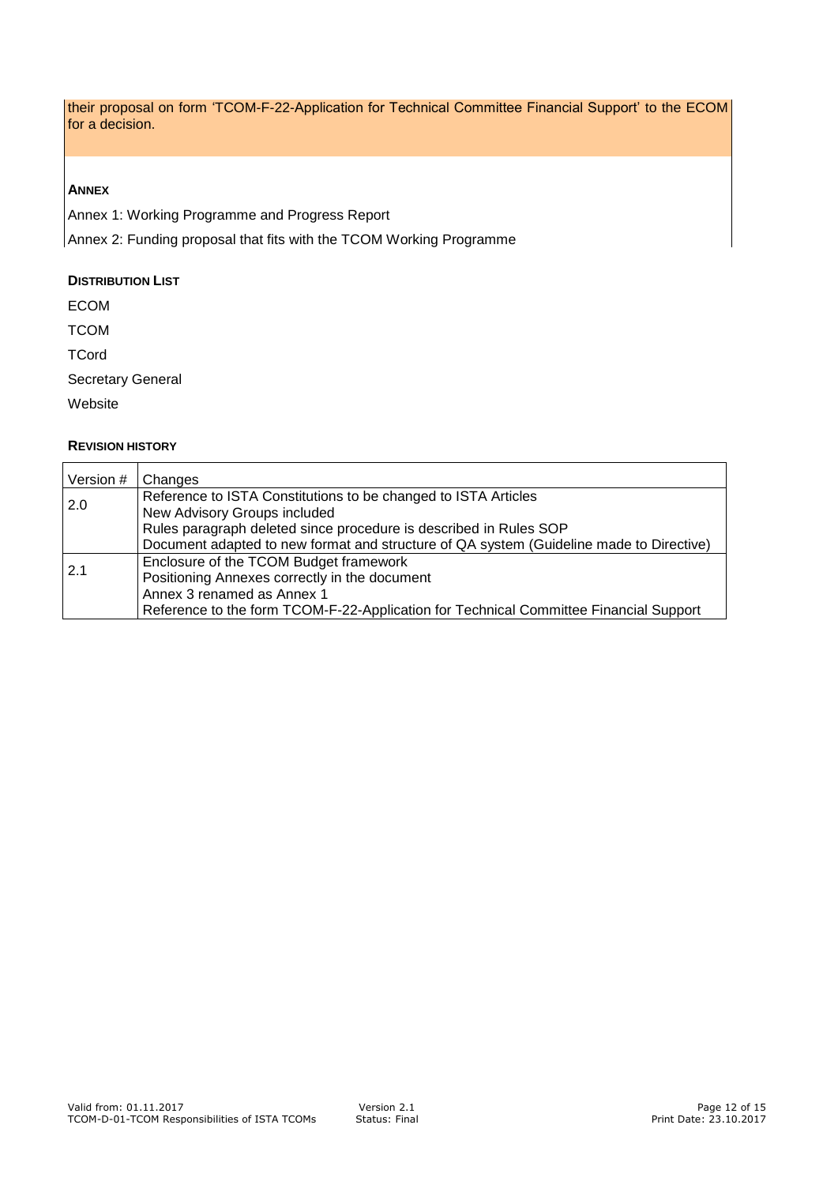their proposal on form 'TCOM-F-22-Application for Technical Committee Financial Support' to the ECOM for a decision.

**ANNEX**

Annex 1: Working Programme and Progress Report

Annex 2: Funding proposal that fits with the TCOM Working Programme

**DISTRIBUTION LIST**

ECOM

TCOM

TCord

Secretary General

Website

**REVISION HISTORY**

| Version # | Changes |
|---|---|
| 2.0 | Reference to ISTA Constitutions to be changed to ISTA Articles<br>New Advisory Groups included<br>Rules paragraph deleted since procedure is described in Rules SOP<br>Document adapted to new format and structure of QA system (Guideline made to Directive) |
| 2.1 | Enclosure of the TCOM Budget framework<br>Positioning Annexes correctly in the document<br>Annex 3 renamed as Annex 1<br>Reference to the form TCOM-F-22-Application for Technical Committee Financial Support |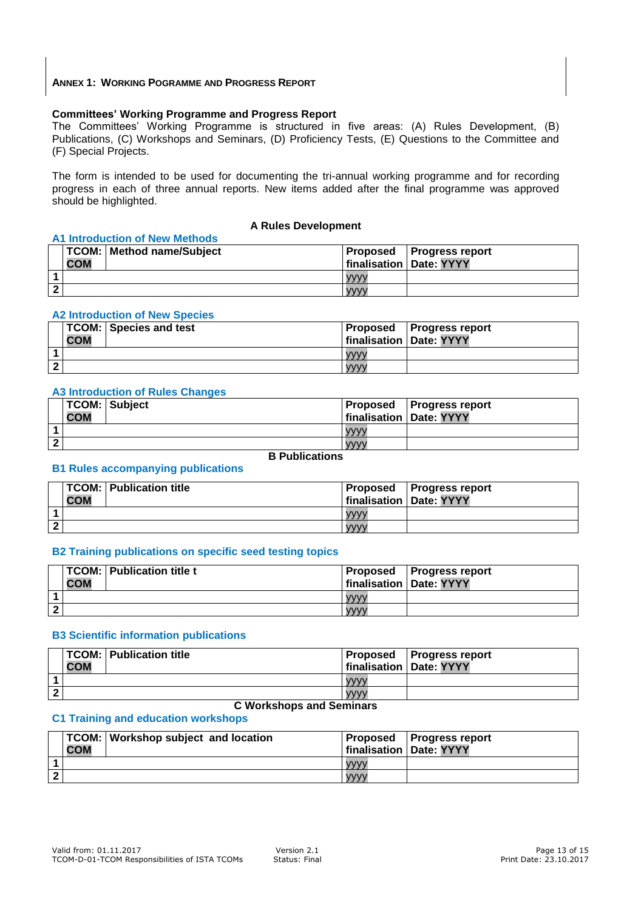**ANNEX 1: WORKING POGRAMME AND PROGRESS REPORT**

**Committees' Working Programme and Progress Report**

The Committees' Working Programme is structured in five areas: (A) Rules Development, (B) Publications, (C) Workshops and Seminars, (D) Proficiency Tests, (E) Questions to the Committee and (F) Special Projects.

The form is intended to be used for documenting the tri-annual working programme and for recording progress in each of three annual reports. New items added after the final programme was approved should be highlighted.

## A Rules Development

### A1 Introduction of New Methods

| | TCOM: COM | Method name/Subject | Proposed finalisation | Progress report Date: YYYY |
|---|---|---|---|---|
| 1 | | | yyyy | |
| 2 | | | yyyy | |

### A2 Introduction of New Species

| | TCOM: COM | Species and test | Proposed finalisation | Progress report Date: YYYY |
|---|---|---|---|---|
| 1 | | | yyyy | |
| 2 | | | yyyy | |

### A3 Introduction of Rules Changes

| | TCOM: COM | Subject | Proposed finalisation | Progress report Date: YYYY |
|---|---|---|---|---|
| 1 | | | yyyy | |
| 2 | | | yyyy | |

## B Publications

### B1 Rules accompanying publications

| | TCOM: COM | Publication title | Proposed finalisation | Progress report Date: YYYY |
|---|---|---|---|---|
| 1 | | | yyyy | |
| 2 | | | yyyy | |

### B2 Training publications on specific seed testing topics

| | TCOM: COM | Publication title t | Proposed finalisation | Progress report Date: YYYY |
|---|---|---|---|---|
| 1 | | | yyyy | |
| 2 | | | yyyy | |

### B3 Scientific information publications

| | TCOM: COM | Publication title | Proposed finalisation | Progress report Date: YYYY |
|---|---|---|---|---|
| 1 | | | yyyy | |
| 2 | | | yyyy | |

## C Workshops and Seminars

### C1 Training and education workshops

| | TCOM: COM | Workshop subject and location | Proposed finalisation | Progress report Date: YYYY |
|---|---|---|---|---|
| 1 | | | yyyy | |
| 2 | | | yyyy | |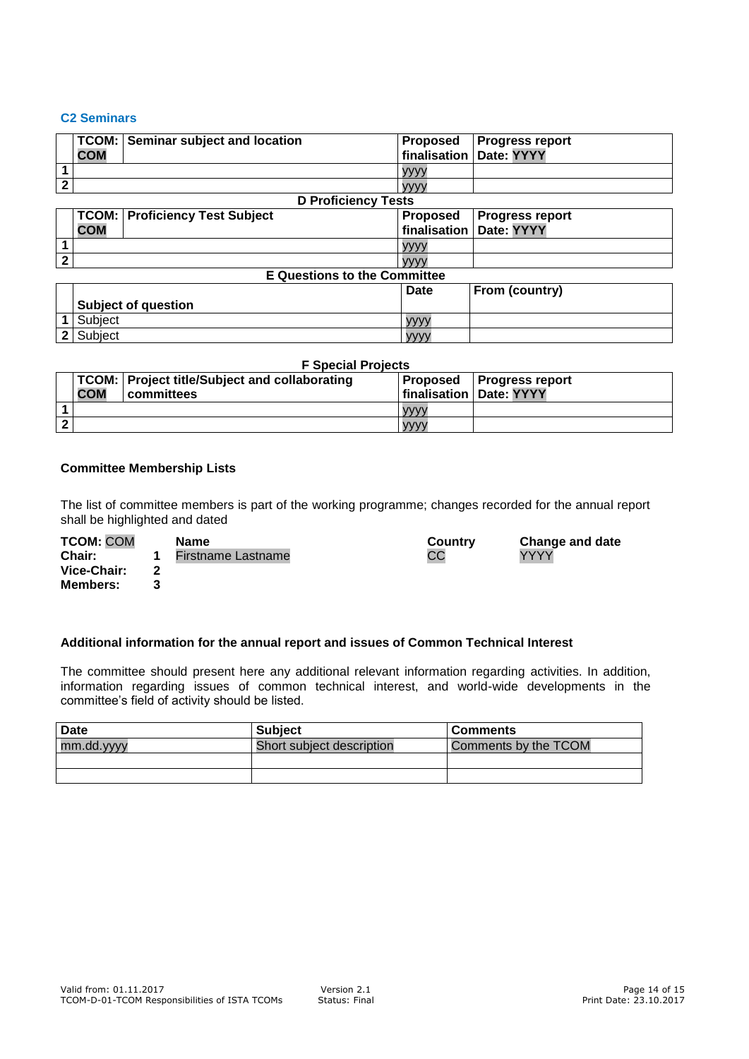### C2 Seminars

| | TCOM: COM | Seminar subject and location | Proposed finalisation | Progress report Date: YYYY |
|---|---|---|---|---|
| 1 | | | yyyy | |
| 2 | | | yyyy | |

**D Proficiency Tests**

| | TCOM: COM | Proficiency Test Subject | Proposed finalisation | Progress report Date: YYYY |
|---|---|---|---|---|
| 1 | | | yyyy | |
| 2 | | | yyyy | |

**E Questions to the Committee**

| | Subject of question | Date | From (country) |
|---|---|---|---|
| 1 | Subject | yyyy | |
| 2 | Subject | yyyy | |

**F Special Projects**

| | TCOM: COM | Project title/Subject and collaborating committees | Proposed finalisation | Progress report Date: YYYY |
|---|---|---|---|---|
| 1 | | | yyyy | |
| 2 | | | yyyy | |

**Committee Membership Lists**

The list of committee members is part of the working programme; changes recorded for the annual report shall be highlighted and dated

| TCOM: COM | | Name | Country | Change and date |
|---|---|---|---|---|
| **Chair:** | 1 | Firstname Lastname | CC | YYYY |
| **Vice-Chair:** | 2 | | | |
| **Members:** | 3 | | | |

**Additional information for the annual report and issues of Common Technical Interest**

The committee should present here any additional relevant information regarding activities. In addition, information regarding issues of common technical interest, and world-wide developments in the committee's field of activity should be listed.

| Date | Subject | Comments |
|---|---|---|
| mm.dd.yyyy | Short subject description | Comments by the TCOM |
| | | |
| | | |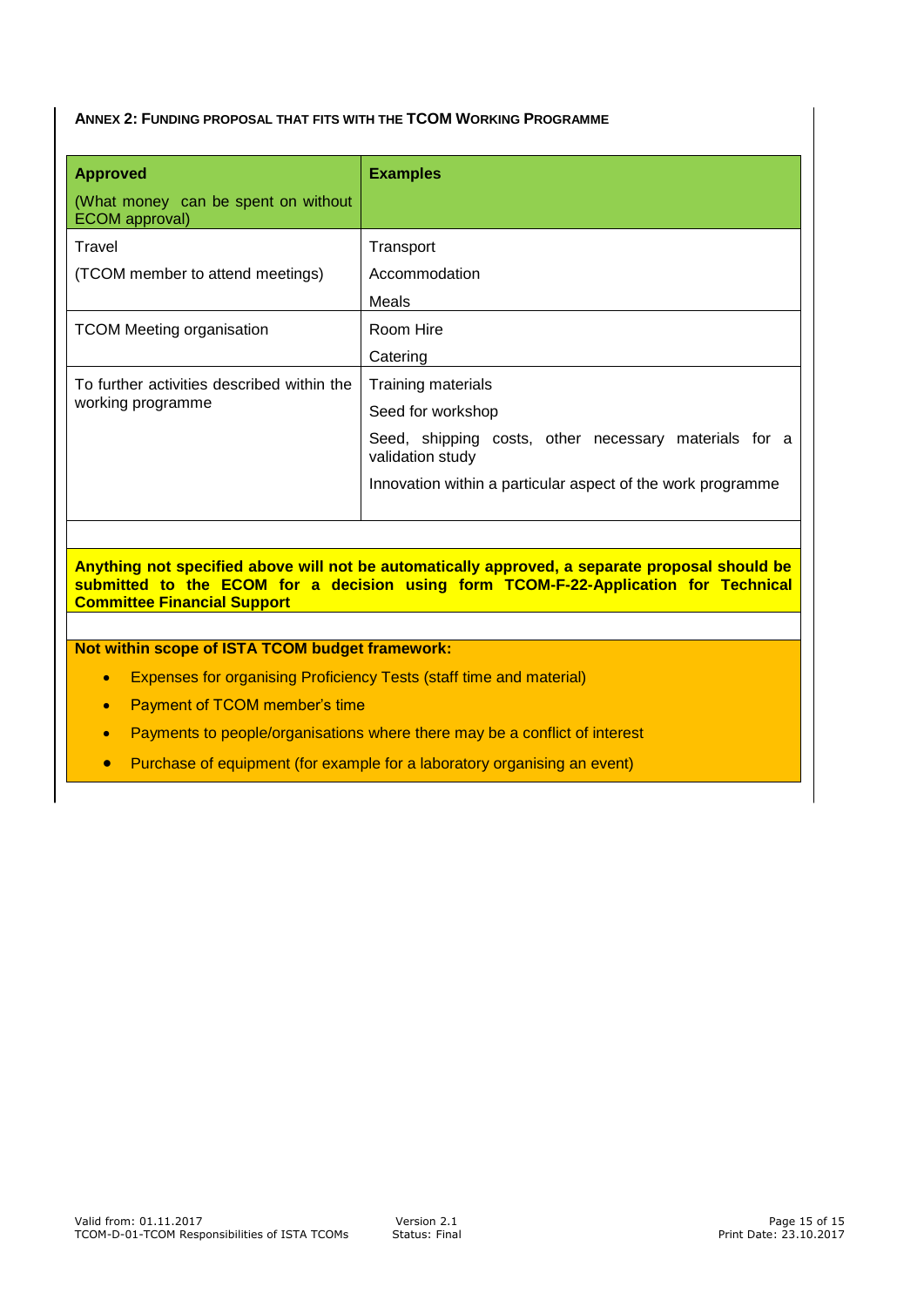## ANNEX 2: FUNDING PROPOSAL THAT FITS WITH THE TCOM WORKING PROGRAMME

| **Approved** (What money can be spent on without ECOM approval) | **Examples** |
| --- | --- |
| Travel (TCOM member to attend meetings) | Transport<br>Accommodation<br>Meals |
| TCOM Meeting organisation | Room Hire<br>Catering |
| To further activities described within the working programme | Training materials<br>Seed for workshop<br>Seed, shipping costs, other necessary materials for a validation study<br>Innovation within a particular aspect of the work programme |

**Anything not specified above will not be automatically approved, a separate proposal should be submitted to the ECOM for a decision using form TCOM-F-22-Application for Technical Committee Financial Support**

**Not within scope of ISTA TCOM budget framework:**

- Expenses for organising Proficiency Tests (staff time and material)
- Payment of TCOM member's time
- Payments to people/organisations where there may be a conflict of interest
- Purchase of equipment (for example for a laboratory organising an event)